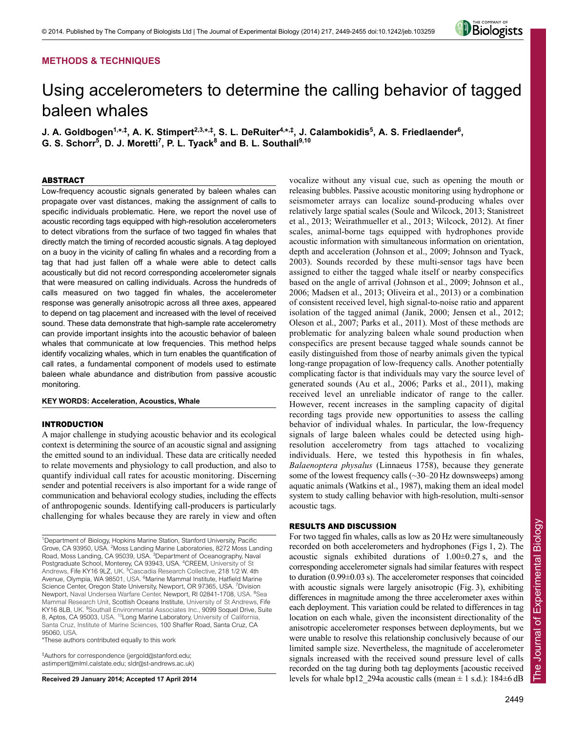METHODS & TECHNIQUES

# Using accelerometers to determine the calling behavior of tagged baleen whales

**J. A. Goldbogen[1,*,‡], A. K. Stimpert[2,3,*,‡], S. L. DeRuiter[4,*,‡], J. Calambokidis[5], A. S. Friedlaender[6], G. S. Schorr[5], D. J. Moretti[7], P. L. Tyack[8] and B. L. Southall[9,10]**

## ABSTRACT

Low-frequency acoustic signals generated by baleen whales can propagate over vast distances, making the assignment of calls to specific individuals problematic. Here, we report the novel use of acoustic recording tags equipped with high-resolution accelerometers to detect vibrations from the surface of two tagged fin whales that directly match the timing of recorded acoustic signals. A tag deployed on a buoy in the vicinity of calling fin whales and a recording from a tag that had just fallen off a whale were able to detect calls acoustically but did not record corresponding accelerometer signals that were measured on calling individuals. Across the hundreds of calls measured on two tagged fin whales, the accelerometer response was generally anisotropic across all three axes, appeared to depend on tag placement and increased with the level of received sound. These data demonstrate that high-sample rate accelerometry can provide important insights into the acoustic behavior of baleen whales that communicate at low frequencies. This method helps identify vocalizing whales, which in turn enables the quantification of call rates, a fundamental component of models used to estimate baleen whale abundance and distribution from passive acoustic monitoring.

**KEY WORDS: Acceleration, Acoustics, Whale**

## INTRODUCTION

A major challenge in studying acoustic behavior and its ecological context is determining the source of an acoustic signal and assigning the emitted sound to an individual. These data are critically needed to relate movements and physiology to call production, and also to quantify individual call rates for acoustic monitoring. Discerning sender and potential receivers is also important for a wide range of communication and behavioral ecology studies, including the effects of anthropogenic sounds. Identifying call-producers is particularly challenging for whales because they are rarely in view and often vocalize without any visual cue, such as opening the mouth or releasing bubbles. Passive acoustic monitoring using hydrophone or seismometer arrays can localize sound-producing whales over relatively large spatial scales (Soule and Wilcock, 2013; Stanistreet et al., 2013; Weirathmueller et al., 2013; Wilcock, 2012). At finer scales, animal-borne tags equipped with hydrophones provide acoustic information with simultaneous information on orientation, depth and acceleration (Johnson et al., 2009; Johnson and Tyack, 2003). Sounds recorded by these multi-sensor tags have been assigned to either the tagged whale itself or nearby conspecifics based on the angle of arrival (Johnson et al., 2009; Johnson et al., 2006; Madsen et al., 2013; Oliveira et al., 2013) or a combination of consistent received level, high signal-to-noise ratio and apparent isolation of the tagged animal (Janik, 2000; Jensen et al., 2012; Oleson et al., 2007; Parks et al., 2011). Most of these methods are problematic for analyzing baleen whale sound production when conspecifics are present because tagged whale sounds cannot be easily distinguished from those of nearby animals given the typical long-range propagation of low-frequency calls. Another potentially complicating factor is that individuals may vary the source level of generated sounds (Au et al., 2006; Parks et al., 2011), making received level an unreliable indicator of range to the caller. However, recent increases in the sampling capacity of digital recording tags provide new opportunities to assess the calling behavior of individual whales. In particular, the low-frequency signals of large baleen whales could be detected using high-resolution accelerometry from tags attached to vocalizing individuals. Here, we tested this hypothesis in fin whales, *Balaenoptera physalus* (Linnaeus 1758), because they generate some of the lowest frequency calls (~30–20 Hz downsweeps) among aquatic animals (Watkins et al., 1987), making them an ideal model system to study calling behavior with high-resolution, multi-sensor acoustic tags.

## RESULTS AND DISCUSSION

For two tagged fin whales, calls as low as 20 Hz were simultaneously recorded on both accelerometers and hydrophones (Figs 1, 2). The acoustic signals exhibited durations of 1.00±0.27 s, and the corresponding accelerometer signals had similar features with respect to duration (0.99±0.03 s). The accelerometer responses that coincided with acoustic signals were largely anisotropic (Fig. 3), exhibiting differences in magnitude among the three accelerometer axes within each deployment. This variation could be related to differences in tag location on each whale, given the inconsistent directionality of the anisotropic accelerometer responses between deployments, but we were unable to resolve this relationship conclusively because of our limited sample size. Nevertheless, the magnitude of accelerometer signals increased with the received sound pressure level of calls recorded on the tag during both tag deployments [acoustic received levels for whale bp12_294a acoustic calls (mean ± 1 s.d.): 184±6 dB

[1]Department of Biology, Hopkins Marine Station, Stanford University, Pacific Grove, CA 93950, USA. [2]Moss Landing Marine Laboratories, 8272 Moss Landing Road, Moss Landing, CA 95039, USA. [3]Department of Oceanography, Naval Postgraduate School, Monterey, CA 93943, USA. [4]CREEM, University of St Andrews, Fife KY16 9LZ, UK. [5]Cascadia Research Collective, 218 1/2 W. 4th Avenue, Olympia, WA 98501, USA. [6]Marine Mammal Institute, Hatfield Marine Science Center, Oregon State University, Newport, OR 97365, USA. [7]Division Newport, Naval Undersea Warfare Center, Newport, RI 02841-1708, USA. [8]Sea Mammal Research Unit, Scottish Oceans Institute, University of St Andrews, Fife KY16 8LB, UK. [9]Southall Environmental Associates Inc., 9099 Soquel Drive, Suite 8, Aptos, CA 95003, USA. [10]Long Marine Laboratory, University of California, Santa Cruz, Institute of Marine Sciences, 100 Shaffer Road, Santa Cruz, CA 95060, USA.

*These authors contributed equally to this work

‡Authors for correspondence (jergold@stanford.edu; astimpert@mlml.calstate.edu; sldr@st-andrews.ac.uk)

**Received 29 January 2014; Accepted 17 April 2014**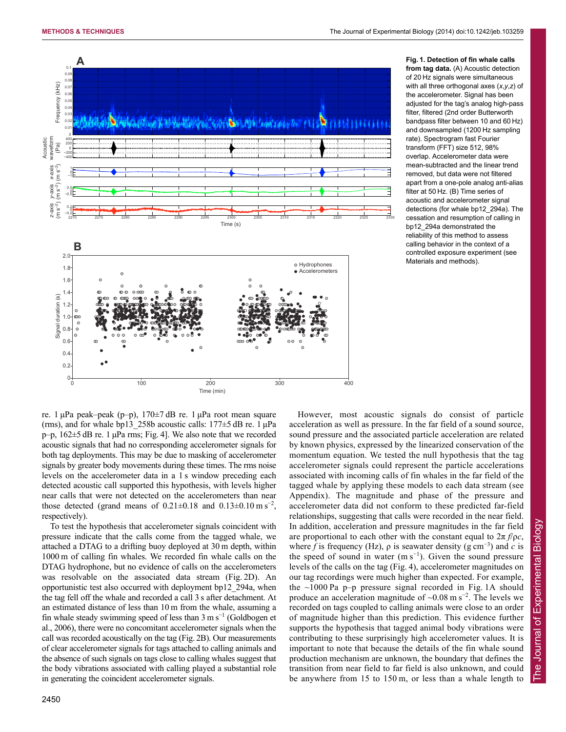**Fig. 1. Detection of fin whale calls from tag data.** (A) Acoustic detection of 20 Hz signals were simultaneous with all three orthogonal axes ($x,y,z$) of the accelerometer. Signal has been adjusted for the tag's analog high-pass filter, filtered (2nd order Butterworth bandpass filter between 10 and 60 Hz) and downsampled (1200 Hz sampling rate). Spectrogram fast Fourier transform (FFT) size 512, 98% overlap. Accelerometer data were mean-subtracted and the linear trend removed, but data were not filtered apart from a one-pole analog anti-alias filter at 50 Hz. (B) Time series of acoustic and accelerometer signal detections (for whale bp12_294a). The cessation and resumption of calling in bp12_294a demonstrated the reliability of this method to assess calling behavior in the context of a controlled exposure experiment (see Materials and methods).

re. 1 µPa peak–peak (p–p), 170±7 dB re. 1 µPa root mean square (rms), and for whale bp13_258b acoustic calls: 177±5 dB re. 1 µPa p–p, 162±5 dB re. 1 µPa rms; Fig. 4]. We also note that we recorded acoustic signals that had no corresponding accelerometer signals for both tag deployments. This may be due to masking of accelerometer signals by greater body movements during these times. The rms noise levels on the accelerometer data in a 1 s window preceding each detected acoustic call supported this hypothesis, with levels higher near calls that were not detected on the accelerometers than near those detected (grand means of 0.21±0.18 and 0.13±0.10 m s$^{-2}$, respectively).

To test the hypothesis that accelerometer signals coincident with pressure indicate that the calls come from the tagged whale, we attached a DTAG to a drifting buoy deployed at 30 m depth, within 1000 m of calling fin whales. We recorded fin whale calls on the DTAG hydrophone, but no evidence of calls on the accelerometers was resolvable on the associated data stream (Fig. 2D). An opportunistic test also occurred with deployment bp12_294a, when the tag fell off the whale and recorded a call 3 s after detachment. At an estimated distance of less than 10 m from the whale, assuming a fin whale steady swimming speed of less than 3 m s$^{-1}$ (Goldbogen et al., 2006), there were no concomitant accelerometer signals when the call was recorded acoustically on the tag (Fig. 2B). Our measurements of clear accelerometer signals for tags attached to calling animals and the absence of such signals on tags close to calling whales suggest that the body vibrations associated with calling played a substantial role in generating the coincident accelerometer signals.

However, most acoustic signals do consist of particle acceleration as well as pressure. In the far field of a sound source, sound pressure and the associated particle acceleration are related by known physics, expressed by the linearized conservation of the momentum equation. We tested the null hypothesis that the tag accelerometer signals could represent the particle accelerations associated with incoming calls of fin whales in the far field of the tagged whale by applying these models to each data stream (see Appendix). The magnitude and phase of the pressure and accelerometer data did not conform to these predicted far-field relationships, suggesting that calls were recorded in the near field. In addition, acceleration and pressure magnitudes in the far field are proportional to each other with the constant equal to $2\pi f/\rho c$, where $f$ is frequency (Hz), $\rho$ is seawater density (g cm$^{-3}$) and $c$ is the speed of sound in water (m s$^{-1}$). Given the sound pressure levels of the calls on the tag (Fig. 4), accelerometer magnitudes on our tag recordings were much higher than expected. For example, the ~1000 Pa p–p pressure signal recorded in Fig. 1A should produce an acceleration magnitude of ~0.08 m s$^{-2}$. The levels we recorded on tags coupled to calling animals were close to an order of magnitude higher than this prediction. This evidence further supports the hypothesis that tagged animal body vibrations were contributing to these surprisingly high accelerometer values. It is important to note that because the details of the fin whale sound production mechanism are unknown, the boundary that defines the transition from near field to far field is also unknown, and could be anywhere from 15 to 150 m, or less than a whale length to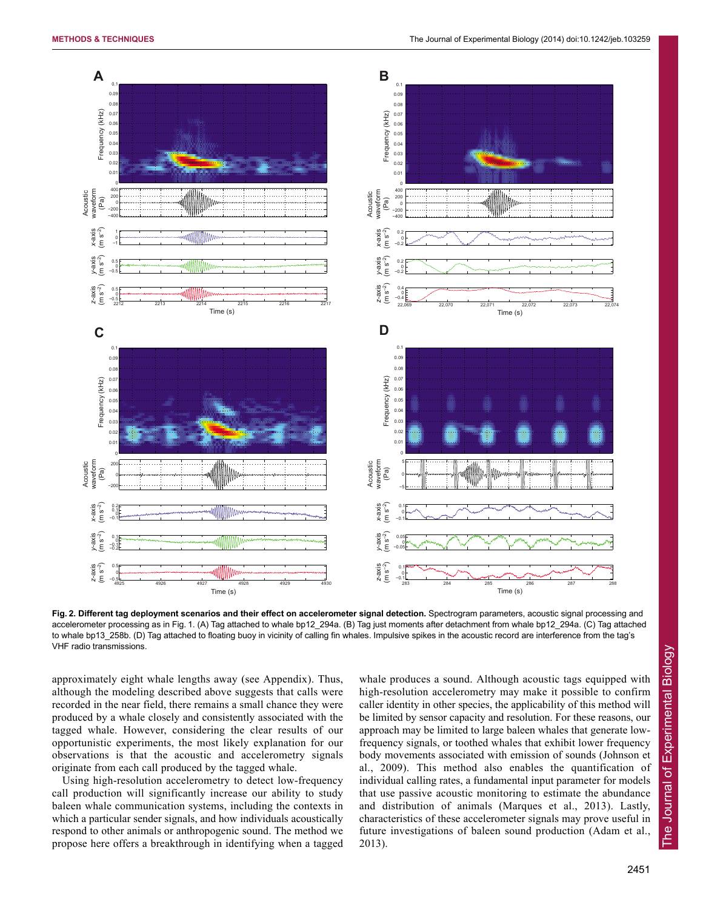**Fig. 2. Different tag deployment scenarios and their effect on accelerometer signal detection.** Spectrogram parameters, acoustic signal processing and accelerometer processing as in Fig. 1. (A) Tag attached to whale bp12_294a. (B) Tag just moments after detachment from whale bp12_294a. (C) Tag attached to whale bp13_258b. (D) Tag attached to floating buoy in vicinity of calling fin whales. Impulsive spikes in the acoustic record are interference from the tag's VHF radio transmissions.

approximately eight whale lengths away (see Appendix). Thus, although the modeling described above suggests that calls were recorded in the near field, there remains a small chance they were produced by a whale closely and consistently associated with the tagged whale. However, considering the clear results of our opportunistic experiments, the most likely explanation for our observations is that the acoustic and accelerometry signals originate from each call produced by the tagged whale.

Using high-resolution accelerometry to detect low-frequency call production will significantly increase our ability to study baleen whale communication systems, including the contexts in which a particular sender signals, and how individuals acoustically respond to other animals or anthropogenic sound. The method we propose here offers a breakthrough in identifying when a tagged whale produces a sound. Although acoustic tags equipped with high-resolution accelerometry may make it possible to confirm caller identity in other species, the applicability of this method will be limited by sensor capacity and resolution. For these reasons, our approach may be limited to large baleen whales that generate low-frequency signals, or toothed whales that exhibit lower frequency body movements associated with emission of sounds (Johnson et al., 2009). This method also enables the quantification of individual calling rates, a fundamental input parameter for models that use passive acoustic monitoring to estimate the abundance and distribution of animals (Marques et al., 2013). Lastly, characteristics of these accelerometer signals may prove useful in future investigations of baleen sound production (Adam et al., 2013).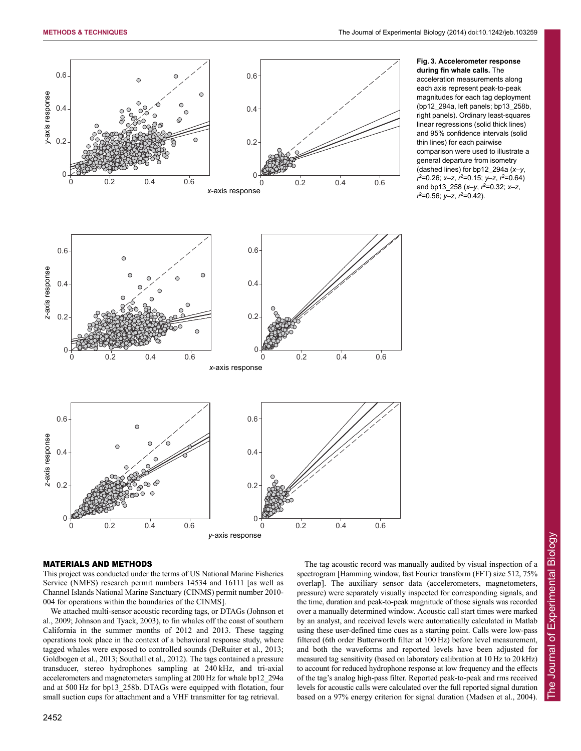**Fig. 3. Accelerometer response during fin whale calls.** The acceleration measurements along each axis represent peak-to-peak magnitudes for each tag deployment (bp12_294a, left panels; bp13_258b, right panels). Ordinary least-squares linear regressions (solid thick lines) and 95% confidence intervals (solid thin lines) for each pairwise comparison were used to illustrate a general departure from isometry (dashed lines) for bp12_294a (*x*–*y*, $r^2$=0.26; *x*–*z*, $r^2$=0.15; *y*–*z*, $r^2$=0.64) and bp13_258 (*x*–*y*, $r^2$=0.32; *x*–*z*, $r^2$=0.56; *y*–*z*, $r^2$=0.42).

## MATERIALS AND METHODS

This project was conducted under the terms of US National Marine Fisheries Service (NMFS) research permit numbers 14534 and 16111 [as well as Channel Islands National Marine Sanctuary (CINMS) permit number 2010-004 for operations within the boundaries of the CINMS].

We attached multi-sensor acoustic recording tags, or DTAGs (Johnson et al., 2009; Johnson and Tyack, 2003), to fin whales off the coast of southern California in the summer months of 2012 and 2013. These tagging operations took place in the context of a behavioral response study, where tagged whales were exposed to controlled sounds (DeRuiter et al., 2013; Goldbogen et al., 2013; Southall et al., 2012). The tags contained a pressure transducer, stereo hydrophones sampling at 240 kHz, and tri-axial accelerometers and magnetometers sampling at 200 Hz for whale bp12_294a and at 500 Hz for bp13_258b. DTAGs were equipped with flotation, four small suction cups for attachment and a VHF transmitter for tag retrieval.

The tag acoustic record was manually audited by visual inspection of a spectrogram [Hamming window, fast Fourier transform (FFT) size 512, 75% overlap]. The auxiliary sensor data (accelerometers, magnetometers, pressure) were separately visually inspected for corresponding signals, and the time, duration and peak-to-peak magnitude of those signals was recorded over a manually determined window. Acoustic call start times were marked by an analyst, and received levels were automatically calculated in Matlab using these user-defined time cues as a starting point. Calls were low-pass filtered (6th order Butterworth filter at 100 Hz) before level measurement, and both the waveforms and reported levels have been adjusted for measured tag sensitivity (based on laboratory calibration at 10 Hz to 20 kHz) to account for reduced hydrophone response at low frequency and the effects of the tag's analog high-pass filter. Reported peak-to-peak and rms received levels for acoustic calls were calculated over the full reported signal duration based on a 97% energy criterion for signal duration (Madsen et al., 2004).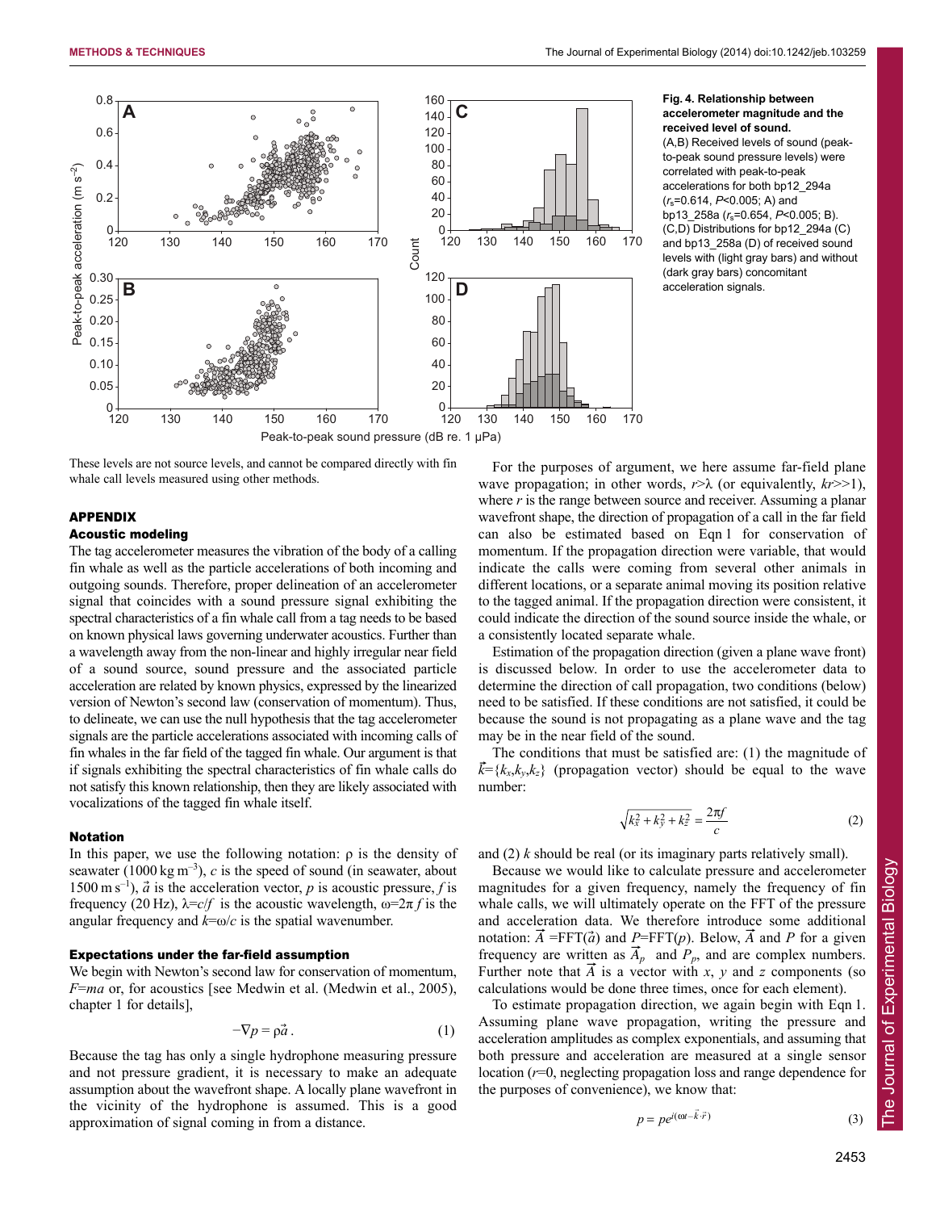Fig. 4. Relationship between accelerometer magnitude and the received level of sound. (A,B) Received levels of sound (peak-to-peak sound pressure levels) were correlated with peak-to-peak accelerations for both bp12_294a ($r_s$=0.614, $P$<0.005; A) and bp13_258a ($r_s$=0.654, $P$<0.005; B). (C,D) Distributions for bp12_294a (C) and bp13_258a (D) of received sound levels with (light gray bars) and without (dark gray bars) concomitant acceleration signals.

These levels are not source levels, and cannot be compared directly with fin whale call levels measured using other methods.

## APPENDIX

### Acoustic modeling

The tag accelerometer measures the vibration of the body of a calling fin whale as well as the particle accelerations of both incoming and outgoing sounds. Therefore, proper delineation of an accelerometer signal that coincides with a sound pressure signal exhibiting the spectral characteristics of a fin whale call from a tag needs to be based on known physical laws governing underwater acoustics. Further than a wavelength away from the non-linear and highly irregular near field of a sound source, sound pressure and the associated particle acceleration are related by known physics, expressed by the linearized version of Newton's second law (conservation of momentum). Thus, to delineate, we can use the null hypothesis that the tag accelerometer signals are the particle accelerations associated with incoming calls of fin whales in the far field of the tagged fin whale. Our argument is that if signals exhibiting the spectral characteristics of fin whale calls do not satisfy this known relationship, then they are likely associated with vocalizations of the tagged fin whale itself.

### Notation

In this paper, we use the following notation: $\rho$ is the density of seawater (1000 kg m$^{-3}$), $c$ is the speed of sound (in seawater, about 1500 m s$^{-1}$), $\vec{a}$ is the acceleration vector, $p$ is acoustic pressure, $f$ is frequency (20 Hz), $\lambda=c/f$ is the acoustic wavelength, $\omega=2\pi f$ is the angular frequency and $k=\omega/c$ is the spatial wavenumber.

### Expectations under the far-field assumption

We begin with Newton's second law for conservation of momentum, $F=ma$ or, for acoustics [see Medwin et al. (Medwin et al., 2005), chapter 1 for details],

$$-\nabla p = \rho \vec{a}\,. \tag{1}$$

Because the tag has only a single hydrophone measuring pressure and not pressure gradient, it is necessary to make an adequate assumption about the wavefront shape. A locally plane wavefront in the vicinity of the hydrophone is assumed. This is a good approximation of signal coming in from a distance.

For the purposes of argument, we here assume far-field plane wave propagation; in other words, $r>\lambda$ (or equivalently, $kr>>1$), where $r$ is the range between source and receiver. Assuming a planar wavefront shape, the direction of propagation of a call in the far field can also be estimated based on Eqn 1 for conservation of momentum. If the propagation direction were variable, that would indicate the calls were coming from several other animals in different locations, or a separate animal moving its position relative to the tagged animal. If the propagation direction were consistent, it could indicate the direction of the sound source inside the whale, or a consistently located separate whale.

Estimation of the propagation direction (given a plane wave front) is discussed below. In order to use the accelerometer data to determine the direction of call propagation, two conditions (below) need to be satisfied. If these conditions are not satisfied, it could be because the sound is not propagating as a plane wave and the tag may be in the near field of the sound.

The conditions that must be satisfied are: (1) the magnitude of $\vec{k}=\{k_x,k_y,k_z\}$ (propagation vector) should be equal to the wave number:

$$\sqrt{k_x^2+k_y^2+k_z^2} = \frac{2\pi f}{c} \tag{2}$$

and (2) $k$ should be real (or its imaginary parts relatively small).

Because we would like to calculate pressure and accelerometer magnitudes for a given frequency, namely the frequency of fin whale calls, we will ultimately operate on the FFT of the pressure and acceleration data. We therefore introduce some additional notation: $\vec{A}=\mathrm{FFT}(\vec{a})$ and $P=\mathrm{FFT}(p)$. Below, $\vec{A}$ and $P$ for a given frequency are written as $\vec{A}_p$ and $P_p$, and are complex numbers. Further note that $\vec{A}$ is a vector with $x$, $y$ and $z$ components (so calculations would be done three times, once for each element).

To estimate propagation direction, we again begin with Eqn 1. Assuming plane wave propagation, writing the pressure and acceleration amplitudes as complex exponentials, and assuming that both pressure and acceleration are measured at a single sensor location ($r$=0, neglecting propagation loss and range dependence for the purposes of convenience), we know that:

$$p = pe^{i(\omega t-\vec{k}\cdot\vec{r})} \tag{3}$$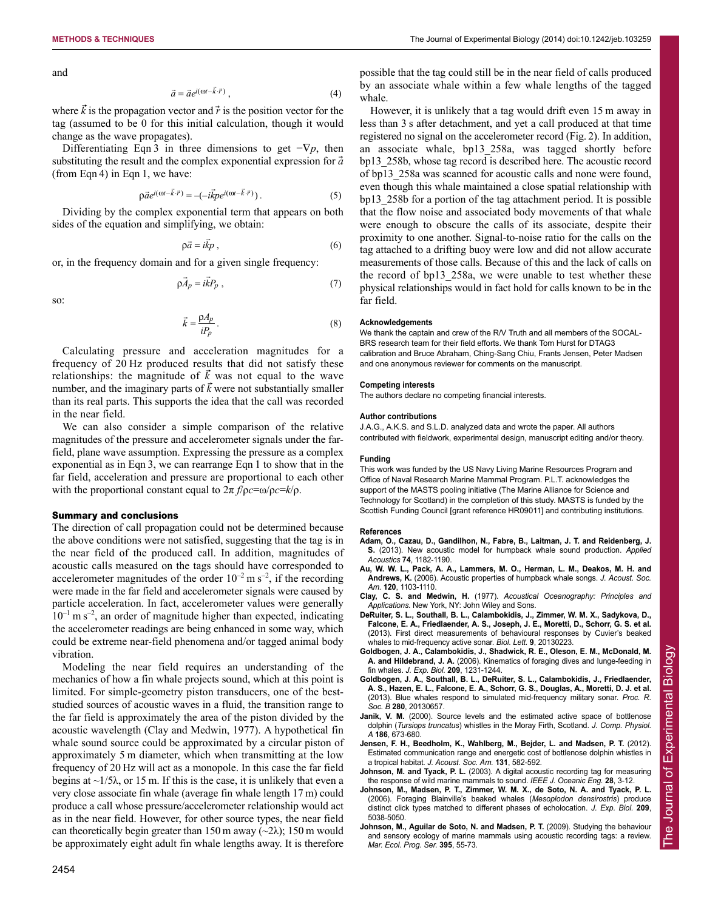and

$$\vec{a} = \vec{a}e^{i(\omega t - \vec{k}\cdot\vec{r})}\,, \tag{4}$$

where $\vec{k}$ is the propagation vector and $\vec{r}$ is the position vector for the tag (assumed to be 0 for this initial calculation, though it would change as the wave propagates).

Differentiating Eqn 3 in three dimensions to get $-\nabla p$, then substituting the result and the complex exponential expression for $\vec{a}$ (from Eqn 4) in Eqn 1, we have:

$$\rho\vec{a}e^{i(\omega t - \vec{k}\cdot\vec{r})} = -(-i\vec{k}pe^{i(\omega t - \vec{k}\cdot\vec{r})})\,. \tag{5}$$

Dividing by the complex exponential term that appears on both sides of the equation and simplifying, we obtain:

$$\rho\vec{a} = i\vec{k}p\,, \tag{6}$$

or, in the frequency domain and for a given single frequency:

$$\rho\vec{A}_p = i\vec{k}P_p\,, \tag{7}$$

so:

$$\vec{k} = \frac{\rho A_p}{iP_p}\,. \tag{8}$$

Calculating pressure and acceleration magnitudes for a frequency of 20 Hz produced results that did not satisfy these relationships: the magnitude of $\vec{k}$ was not equal to the wave number, and the imaginary parts of $\vec{k}$ were not substantially smaller than its real parts. This supports the idea that the call was recorded in the near field.

We can also consider a simple comparison of the relative magnitudes of the pressure and accelerometer signals under the far-field, plane wave assumption. Expressing the pressure as a complex exponential as in Eqn 3, we can rearrange Eqn 1 to show that in the far field, acceleration and pressure are proportional to each other with the proportional constant equal to $2\pi f/\rho c = \omega/\rho c = k/\rho$.

## Summary and conclusions

The direction of call propagation could not be determined because the above conditions were not satisfied, suggesting that the tag is in the near field of the produced call. In addition, magnitudes of acoustic calls measured on the tags should have corresponded to accelerometer magnitudes of the order $10^{-2}$ m s$^{-2}$, if the recording were made in the far field and accelerometer signals were caused by particle acceleration. In fact, accelerometer values were generally $10^{-1}$ m s$^{-2}$, an order of magnitude higher than expected, indicating the accelerometer readings are being enhanced in some way, which could be extreme near-field phenomena and/or tagged animal body vibration.

Modeling the near field requires an understanding of the mechanics of how a fin whale projects sound, which at this point is limited. For simple-geometry piston transducers, one of the best-studied sources of acoustic waves in a fluid, the transition range to the far field is approximately the area of the piston divided by the acoustic wavelength (Clay and Medwin, 1977). A hypothetical fin whale sound source could be approximated by a circular piston of approximately 5 m diameter, which when transmitting at the low frequency of 20 Hz will act as a monopole. In this case the far field begins at ~1/5λ, or 15 m. If this is the case, it is unlikely that even a very close associate fin whale (average fin whale length 17 m) could produce a call whose pressure/accelerometer relationship would act as in the near field. However, for other source types, the near field can theoretically begin greater than 150 m away (~2λ); 150 m would be approximately eight adult fin whale lengths away. It is therefore possible that the tag could still be in the near field of calls produced by an associate whale within a few whale lengths of the tagged whale.

However, it is unlikely that a tag would drift even 15 m away in less than 3 s after detachment, and yet a call produced at that time registered no signal on the accelerometer record (Fig. 2). In addition, an associate whale, bp13_258a, was tagged shortly before bp13_258b, whose tag record is described here. The acoustic record of bp13_258a was scanned for acoustic calls and none were found, even though this whale maintained a close spatial relationship with bp13_258b for a portion of the tag attachment period. It is possible that the flow noise and associated body movements of that whale were enough to obscure the calls of its associate, despite their proximity to one another. Signal-to-noise ratio for the calls on the tag attached to a drifting buoy were low and did not allow accurate measurements of those calls. Because of this and the lack of calls on the record of bp13_258a, we were unable to test whether these physical relationships would in fact hold for calls known to be in the far field.

#### Acknowledgements
We thank the captain and crew of the R/V Truth and all members of the SOCAL-BRS research team for their field efforts. We thank Tom Hurst for DTAG3 calibration and Bruce Abraham, Ching-Sang Chiu, Frants Jensen, Peter Madsen and one anonymous reviewer for comments on the manuscript.

#### Competing interests
The authors declare no competing financial interests.

#### Author contributions
J.A.G., A.K.S. and S.L.D. analyzed data and wrote the paper. All authors contributed with fieldwork, experimental design, manuscript editing and/or theory.

#### Funding
This work was funded by the US Navy Living Marine Resources Program and Office of Naval Research Marine Mammal Program. P.L.T. acknowledges the support of the MASTS pooling initiative (The Marine Alliance for Science and Technology for Scotland) in the completion of this study. MASTS is funded by the Scottish Funding Council [grant reference HR09011] and contributing institutions.

#### References
**Adam, O., Cazau, D., Gandilhon, N., Fabre, B., Laitman, J. T. and Reidenberg, J. S.** (2013). New acoustic model for humpback whale sound production. *Applied Acoustics* **74**, 1182-1190.

**Au, W. W. L., Pack, A. A., Lammers, M. O., Herman, L. M., Deakos, M. H. and Andrews, K.** (2006). Acoustic properties of humpback whale songs. *J. Acoust. Soc. Am.* **120**, 1103-1110.

**Clay, C. S. and Medwin, H.** (1977). *Acoustical Oceanography: Principles and Applications.* New York, NY: John Wiley and Sons.

**DeRuiter, S. L., Southall, B. L., Calambokidis, J., Zimmer, W. M. X., Sadykova, D., Falcone, E. A., Friedlaender, A. S., Joseph, J. E., Moretti, D., Schorr, G. S. et al.** (2013). First direct measurements of behavioural responses by Cuvier's beaked whales to mid-frequency active sonar. *Biol. Lett.* **9**, 20130223.

**Goldbogen, J. A., Calambokidis, J., Shadwick, R. E., Oleson, E. M., McDonald, M. A. and Hildebrand, J. A.** (2006). Kinematics of foraging dives and lunge-feeding in fin whales. *J. Exp. Biol.* **209**, 1231-1244.

**Goldbogen, J. A., Southall, B. L., DeRuiter, S. L., Calambokidis, J., Friedlaender, A. S., Hazen, E. L., Falcone, E. A., Schorr, G. S., Douglas, A., Moretti, D. J. et al.** (2013). Blue whales respond to simulated mid-frequency military sonar. *Proc. R. Soc. B* **280**, 20130657.

**Janik, V. M.** (2000). Source levels and the estimated active space of bottlenose dolphin (*Tursiops truncatus*) whistles in the Moray Firth, Scotland. *J. Comp. Physiol. A* **186**, 673-680.

**Jensen, F. H., Beedholm, K., Wahlberg, M., Bejder, L. and Madsen, P. T.** (2012). Estimated communication range and energetic cost of bottlenose dolphin whistles in a tropical habitat. *J. Acoust. Soc. Am.* **131**, 582-592.

**Johnson, M. and Tyack, P. L.** (2003). A digital acoustic recording tag for measuring the response of wild marine mammals to sound. *IEEE J. Oceanic Eng.* **28**, 3-12.

**Johnson, M., Madsen, P. T., Zimmer, W. M. X., de Soto, N. A. and Tyack, P. L.** (2006). Foraging Blainville's beaked whales (*Mesoplodon densirostris*) produce distinct click types matched to different phases of echolocation. *J. Exp. Biol.* **209**, 5038-5050.

**Johnson, M., Aguilar de Soto, N. and Madsen, P. T.** (2009). Studying the behaviour and sensory ecology of marine mammals using acoustic recording tags: a review. *Mar. Ecol. Prog. Ser.* **395**, 55-73.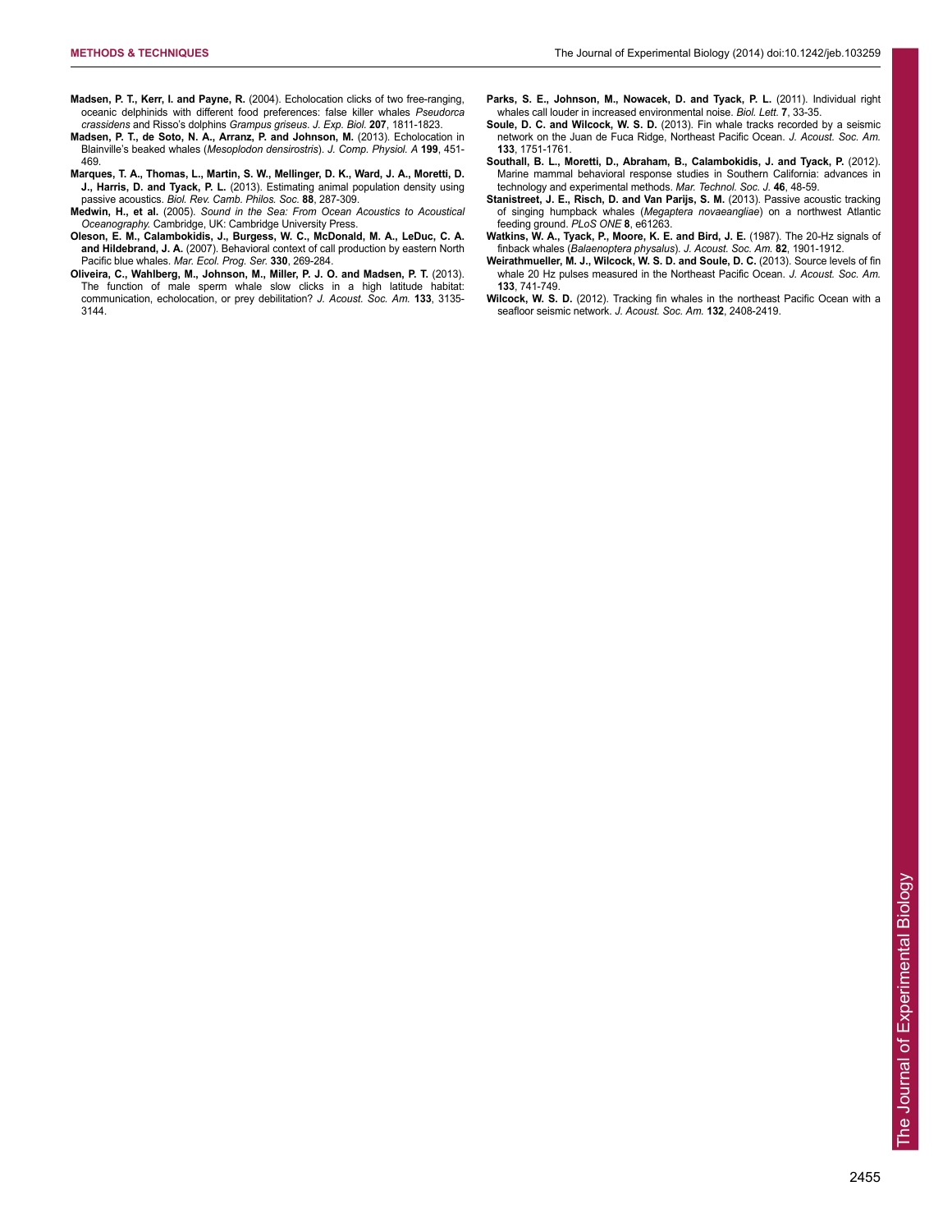**Madsen, P. T., Kerr, I. and Payne, R.** (2004). Echolocation clicks of two free-ranging, oceanic delphinids with different food preferences: false killer whales *Pseudorca crassidens* and Risso's dolphins *Grampus griseus*. *J. Exp. Biol.* **207**, 1811-1823.

**Madsen, P. T., de Soto, N. A., Arranz, P. and Johnson, M.** (2013). Echolocation in Blainville's beaked whales (*Mesoplodon densirostris*). *J. Comp. Physiol. A* **199**, 451-469.

**Marques, T. A., Thomas, L., Martin, S. W., Mellinger, D. K., Ward, J. A., Moretti, D. J., Harris, D. and Tyack, P. L.** (2013). Estimating animal population density using passive acoustics. *Biol. Rev. Camb. Philos. Soc.* **88**, 287-309.

**Medwin, H., et al.** (2005). *Sound in the Sea: From Ocean Acoustics to Acoustical Oceanography.* Cambridge, UK: Cambridge University Press.

**Oleson, E. M., Calambokidis, J., Burgess, W. C., McDonald, M. A., LeDuc, C. A. and Hildebrand, J. A.** (2007). Behavioral context of call production by eastern North Pacific blue whales. *Mar. Ecol. Prog. Ser.* **330**, 269-284.

**Oliveira, C., Wahlberg, M., Johnson, M., Miller, P. J. O. and Madsen, P. T.** (2013). The function of male sperm whale slow clicks in a high latitude habitat: communication, echolocation, or prey debilitation? *J. Acoust. Soc. Am.* **133**, 3135-3144.

**Parks, S. E., Johnson, M., Nowacek, D. and Tyack, P. L.** (2011). Individual right whales call louder in increased environmental noise. *Biol. Lett.* **7**, 33-35.

**Soule, D. C. and Wilcock, W. S. D.** (2013). Fin whale tracks recorded by a seismic network on the Juan de Fuca Ridge, Northeast Pacific Ocean. *J. Acoust. Soc. Am.* **133**, 1751-1761.

**Southall, B. L., Moretti, D., Abraham, B., Calambokidis, J. and Tyack, P.** (2012). Marine mammal behavioral response studies in Southern California: advances in technology and experimental methods. *Mar. Technol. Soc. J.* **46**, 48-59.

**Stanistreet, J. E., Risch, D. and Van Parijs, S. M.** (2013). Passive acoustic tracking of singing humpback whales (*Megaptera novaeangliae*) on a northwest Atlantic feeding ground. *PLoS ONE* **8**, e61263.

**Watkins, W. A., Tyack, P., Moore, K. E. and Bird, J. E.** (1987). The 20-Hz signals of finback whales (*Balaenoptera physalus*). *J. Acoust. Soc. Am.* **82**, 1901-1912.

**Weirathmueller, M. J., Wilcock, W. S. D. and Soule, D. C.** (2013). Source levels of fin whale 20 Hz pulses measured in the Northeast Pacific Ocean. *J. Acoust. Soc. Am.* **133**, 741-749.

**Wilcock, W. S. D.** (2012). Tracking fin whales in the northeast Pacific Ocean with a seafloor seismic network. *J. Acoust. Soc. Am.* **132**, 2408-2419.